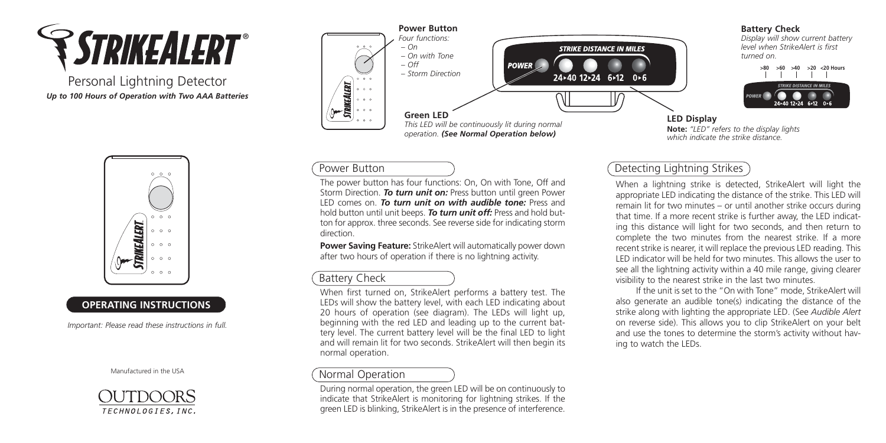# STRIKEALERT®

Personal Lightning Detector

***Up to 100 Hours of Operation with Two AAA Batteries***

**OPERATING INSTRUCTIONS**

*Important: Please read these instructions in full.*

Manufactured in the USA

OUTDOORS TECHNOLOGIES, INC.

**Power Button**

*Four functions:*

*– On*

*– On with Tone*

*– Off*

*– Storm Direction*

**Green LED**

*This LED will be continuously lit during normal operation.* ***(See Normal Operation below)***

STRIKE DISTANCE IN MILES

POWER 24▸40 12▸24 6▸12 0▸6

**Battery Check**

*Display will show current battery level when StrikeAlert is first turned on.*

>80 >60 >40 >20 <20 Hours

**LED Display**

**Note:** *"LED" refers to the display lights which indicate the strike distance.*

## Power Button

The power button has four functions: On, On with Tone, Off and Storm Direction. ***To turn unit on:*** Press button until green Power LED comes on. ***To turn unit on with audible tone:*** Press and hold button until unit beeps. ***To turn unit off:*** Press and hold button for approx. three seconds. See reverse side for indicating storm direction.

**Power Saving Feature:** StrikeAlert will automatically power down after two hours of operation if there is no lightning activity.

## Battery Check

When first turned on, StrikeAlert performs a battery test. The LEDs will show the battery level, with each LED indicating about 20 hours of operation (see diagram). The LEDs will light up, beginning with the red LED and leading up to the current battery level. The current battery level will be the final LED to light and will remain lit for two seconds. StrikeAlert will then begin its normal operation.

## Normal Operation

During normal operation, the green LED will be on continuously to indicate that StrikeAlert is monitoring for lightning strikes. If the green LED is blinking, StrikeAlert is in the presence of interference.

## Detecting Lightning Strikes

When a lightning strike is detected, StrikeAlert will light the appropriate LED indicating the distance of the strike. This LED will remain lit for two minutes – or until another strike occurs during that time. If a more recent strike is further away, the LED indicating this distance will light for two seconds, and then return to complete the two minutes from the nearest strike. If a more recent strike is nearer, it will replace the previous LED reading. This LED indicator will be held for two minutes. This allows the user to see all the lightning activity within a 40 mile range, giving clearer visibility to the nearest strike in the last two minutes.

If the unit is set to the "On with Tone" mode, StrikeAlert will also generate an audible tone(s) indicating the distance of the strike along with lighting the appropriate LED. (See *Audible Alert* on reverse side). This allows you to clip StrikeAlert on your belt and use the tones to determine the storm's activity without having to watch the LEDs.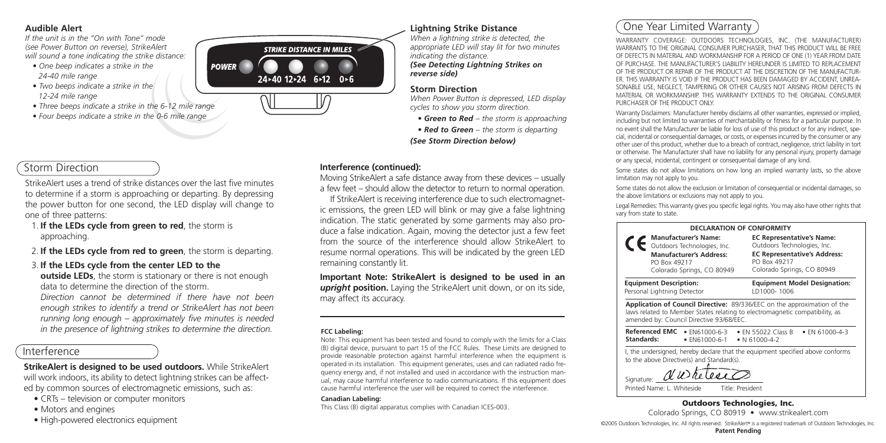## Audible Alert

*If the unit is in the "On with Tone" mode (see Power Button on reverse), StrikeAlert will sound a tone indicating the strike distance:*

- *One beep indicates a strike in the 24-40 mile range*
- *Two beeps indicate a strike in the 12-24 mile range*
- *Three beeps indicate a strike in the 6-12 mile range*
- *Four beeps indicate a strike in the 0-6 mile range*

STRIKE DISTANCE IN MILES

POWER

24▸40 12▸24 6▸12 0▸6

## Lightning Strike Distance

*When a lightning strike is detected, the appropriate LED will stay lit for two minutes indicating the distance.*
***(See Detecting Lightning Strikes on reverse side)***

## Storm Direction

*When Power Button is depressed, LED display cycles to show you storm direction.*

- ***Green to Red** – the storm is approaching*
- ***Red to Green** – the storm is departing*

***(See Storm Direction below)***

## Storm Direction

StrikeAlert uses a trend of strike distances over the last five minutes to determine if a storm is approaching or departing. By depressing the power button for one second, the LED display will change to one of three patterns:

1. **If the LEDs cycle from green to red**, the storm is approaching.
2. **If the LEDs cycle from red to green**, the storm is departing.
3. **If the LEDs cycle from the center LED to the outside LEDs**, the storm is stationary or there is not enough data to determine the direction of the storm.
   *Direction cannot be determined if there have not been enough strikes to identify a trend or StrikeAlert has not been running long enough – approximately five minutes is needed in the presence of lightning strikes to determine the direction.*

## Interference

**StrikeAlert is designed to be used outdoors.** While StrikeAlert will work indoors, its ability to detect lightning strikes can be affected by common sources of electromagnetic emissions, such as:

- CRTs – television or computer monitors
- Motors and engines
- High-powered electronics equipment

### Interference (continued):

Moving StrikeAlert a safe distance away from these devices – usually a few feet – should allow the detector to return to normal operation.

If StrikeAlert is receiving interference due to such electromagnetic emissions, the green LED will blink or may give a false lightning indication. The static generated by some garments may also produce a false indication. Again, moving the detector just a few feet from the source of the interference should allow StrikeAlert to resume normal operations. This will be indicated by the green LED remaining constantly lit.

**Important Note: StrikeAlert is designed to be used in an *upright* position.** Laying the StrikeAlert unit down, or on its side, may affect its accuracy.

**FCC Labeling:**

Note: This equipment has been tested and found to comply with the limits for a Class (B) digital device, pursuant to part 15 of the FCC Rules. These Limits are designed to provide reasonable protection against harmful interference when the equipment is operated in its installation. This equipment generates, uses and can radiated radio frequency energy and, if not installed and used in accordance with the instruction manual, may cause harmful interference to radio communications. If this equipment does cause harmful interference the user will be required to correct the interference.

**Canadian Labeling:**

This Class (B) digital apparatus complies with Canadian ICES-003.

## One Year Limited Warranty

WARRANTY COVERAGE: OUTDOORS TECHNOLOGIES, INC. (THE MANUFACTURER) WARRANTS TO THE ORIGINAL CONSUMER PURCHASER, THAT THIS PRODUCT WILL BE FREE OF DEFECTS IN MATERIAL AND WORKMANSHIP FOR A PERIOD OF ONE (1) YEAR FROM DATE OF PURCHASE. THE MANUFACTURER'S LIABILITY HEREUNDER IS LIMITED TO REPLACEMENT OF THE PRODUCT OR REPAIR OF THE PRODUCT AT THE DISCRETION OF THE MANUFACTURER. THIS WARRANTY IS VOID IF THE PRODUCT HAS BEEN DAMAGED BY ACCIDENT, UNREASONABLE USE, NEGLECT, TAMPERING OR OTHER CAUSES NOT ARISING FROM DEFECTS IN MATERIAL OR WORKMANSHIP. THIS WARRANTY EXTENDS TO THE ORIGINAL CONSUMER PURCHASER OF THE PRODUCT ONLY.

Warranty Disclaimers: Manufacturer hereby disclaims all other warranties, expressed or implied, including but not limited to warranties of merchantability or fitness for a particular purpose. In no event shall the Manufacturer be liable for loss of use of this product or for any indirect, special, incidental or consequential damages, or costs, or expenses incurred by the consumer or any other user of this product, whether due to a breach of contract, negligence, strict liability in tort or otherwise. The Manufacturer shall have no liability for any personal injury, property damage or any special, incidental, contingent or consequential damage of any kind.

Some states do not allow limitations on how long an implied warranty lasts, so the above limitation may not apply to you.

Some states do not allow the exclusion or limitation of consequential or incidental damages, so the above limitations or exclusions may not apply to you.

Legal Remedies: This warranty gives you specific legal rights. You may also have other rights that vary from state to state.

### DECLARATION OF CONFORMITY

| | |
|---|---|
| **Manufacturer's Name:** Outdoors Technologies, Inc. | **EC Representative's Name:** Outdoors Technologies, Inc. |
| **Manufacturer's Address:** PO Box 49217 Colorado Springs, CO 80949 | **EC Representative's Address:** PO Box 49217 Colorado Springs, CO 80949 |
| **Equipment Description:** Personal Lightning Detector | **Equipment Model Designation:** LD1000- 1006 |

**Application of Council Directive:** 89/336/EEC on the approximation of the laws related to Member States relating to electromagnetic compatibility, as amended by: Council Directive 93/68/EEC.

**Referenced EMC Standards:** • EN61000-6-3 • EN 55022 Class B • EN 61000-4-3 • EN61000-6-1 • N 61000-4-2

I, the undersigned, hereby declare that the equipment specified above conforms to the above Directive(s) and Standard(s).

Signature:

Printed Name: L. Whiteside Title: President

**Outdoors Technologies, Inc.**
Colorado Springs, CO 80919 • www.strikealert.com

©2005 Outdoors Technologies, Inc. All rights reserved. StrikeAlert® is a registered trademark of Outdoors Technologies, Inc.
**Patent Pending**